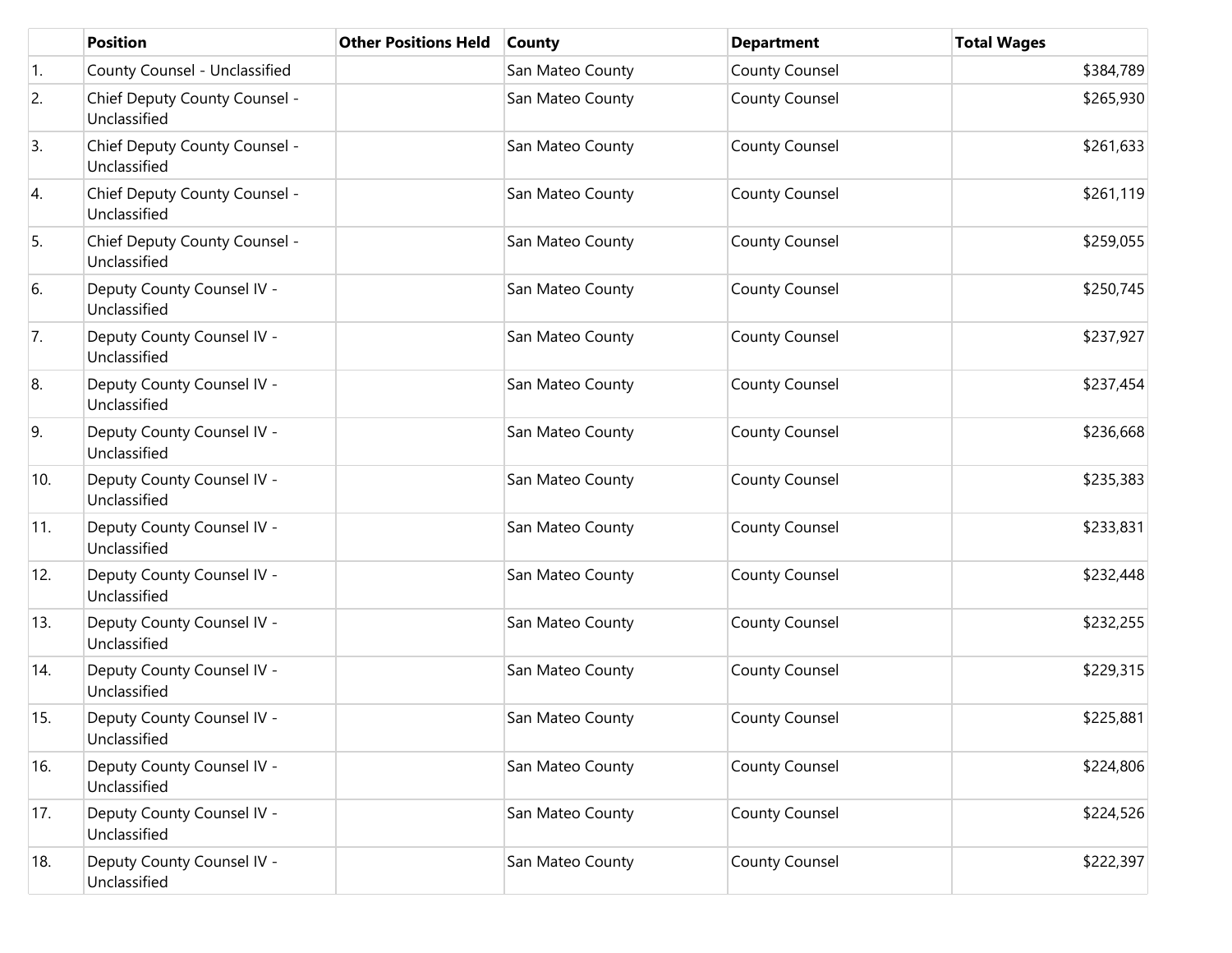|  | Position | Other Positions Held | County | Department | Total Wages |
| --- | --- | --- | --- | --- | --- |
| 1. | County Counsel - Unclassified |  | San Mateo County | County Counsel | $384,789 |
| 2. | Chief Deputy County Counsel - Unclassified |  | San Mateo County | County Counsel | $265,930 |
| 3. | Chief Deputy County Counsel - Unclassified |  | San Mateo County | County Counsel | $261,633 |
| 4. | Chief Deputy County Counsel - Unclassified |  | San Mateo County | County Counsel | $261,119 |
| 5. | Chief Deputy County Counsel - Unclassified |  | San Mateo County | County Counsel | $259,055 |
| 6. | Deputy County Counsel IV - Unclassified |  | San Mateo County | County Counsel | $250,745 |
| 7. | Deputy County Counsel IV - Unclassified |  | San Mateo County | County Counsel | $237,927 |
| 8. | Deputy County Counsel IV - Unclassified |  | San Mateo County | County Counsel | $237,454 |
| 9. | Deputy County Counsel IV - Unclassified |  | San Mateo County | County Counsel | $236,668 |
| 10. | Deputy County Counsel IV - Unclassified |  | San Mateo County | County Counsel | $235,383 |
| 11. | Deputy County Counsel IV - Unclassified |  | San Mateo County | County Counsel | $233,831 |
| 12. | Deputy County Counsel IV - Unclassified |  | San Mateo County | County Counsel | $232,448 |
| 13. | Deputy County Counsel IV - Unclassified |  | San Mateo County | County Counsel | $232,255 |
| 14. | Deputy County Counsel IV - Unclassified |  | San Mateo County | County Counsel | $229,315 |
| 15. | Deputy County Counsel IV - Unclassified |  | San Mateo County | County Counsel | $225,881 |
| 16. | Deputy County Counsel IV - Unclassified |  | San Mateo County | County Counsel | $224,806 |
| 17. | Deputy County Counsel IV - Unclassified |  | San Mateo County | County Counsel | $224,526 |
| 18. | Deputy County Counsel IV - Unclassified |  | San Mateo County | County Counsel | $222,397 |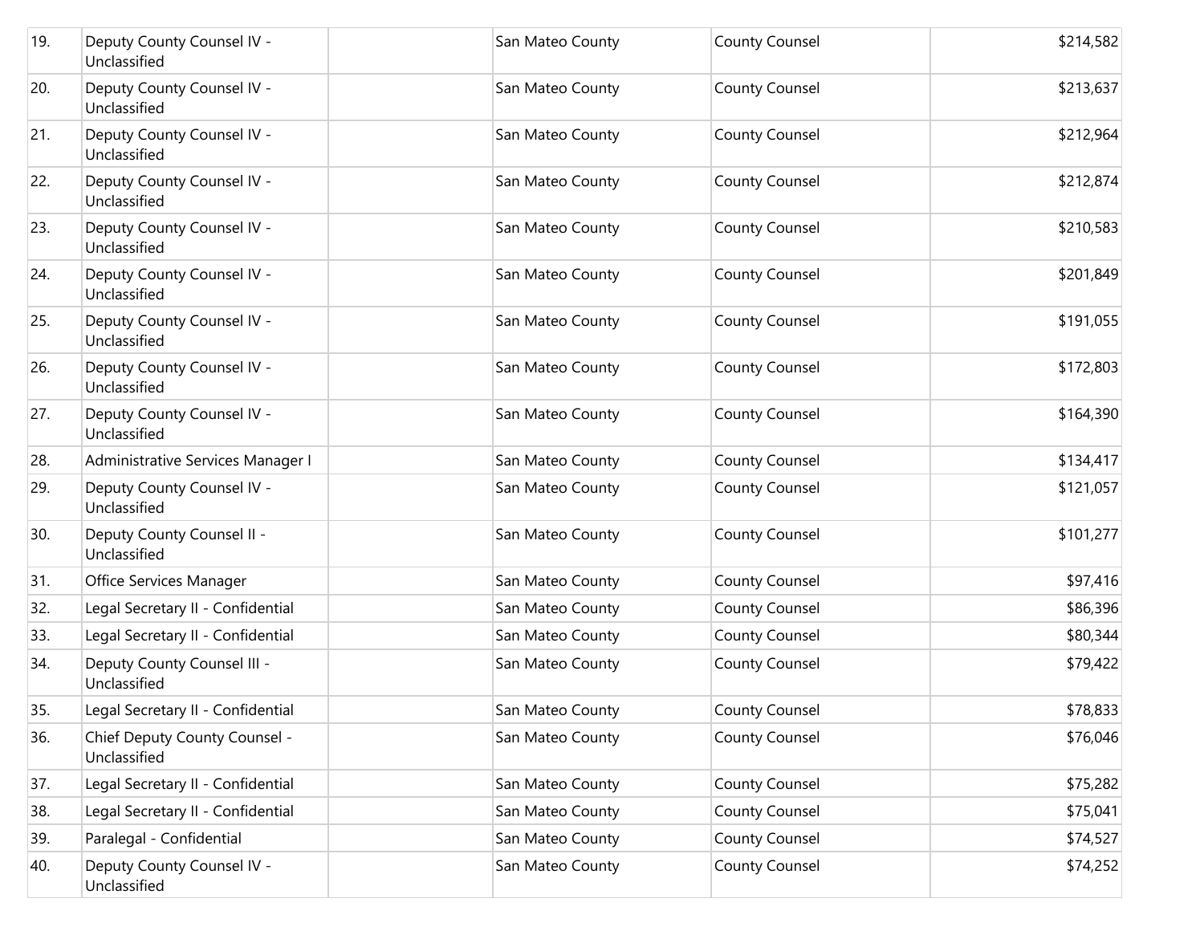| | | | | | |
|---|---|---|---|---|---|
| 19. | Deputy County Counsel IV - Unclassified | | San Mateo County | County Counsel | $214,582 |
| 20. | Deputy County Counsel IV - Unclassified | | San Mateo County | County Counsel | $213,637 |
| 21. | Deputy County Counsel IV - Unclassified | | San Mateo County | County Counsel | $212,964 |
| 22. | Deputy County Counsel IV - Unclassified | | San Mateo County | County Counsel | $212,874 |
| 23. | Deputy County Counsel IV - Unclassified | | San Mateo County | County Counsel | $210,583 |
| 24. | Deputy County Counsel IV - Unclassified | | San Mateo County | County Counsel | $201,849 |
| 25. | Deputy County Counsel IV - Unclassified | | San Mateo County | County Counsel | $191,055 |
| 26. | Deputy County Counsel IV - Unclassified | | San Mateo County | County Counsel | $172,803 |
| 27. | Deputy County Counsel IV - Unclassified | | San Mateo County | County Counsel | $164,390 |
| 28. | Administrative Services Manager I | | San Mateo County | County Counsel | $134,417 |
| 29. | Deputy County Counsel IV - Unclassified | | San Mateo County | County Counsel | $121,057 |
| 30. | Deputy County Counsel II - Unclassified | | San Mateo County | County Counsel | $101,277 |
| 31. | Office Services Manager | | San Mateo County | County Counsel | $97,416 |
| 32. | Legal Secretary II - Confidential | | San Mateo County | County Counsel | $86,396 |
| 33. | Legal Secretary II - Confidential | | San Mateo County | County Counsel | $80,344 |
| 34. | Deputy County Counsel III - Unclassified | | San Mateo County | County Counsel | $79,422 |
| 35. | Legal Secretary II - Confidential | | San Mateo County | County Counsel | $78,833 |
| 36. | Chief Deputy County Counsel - Unclassified | | San Mateo County | County Counsel | $76,046 |
| 37. | Legal Secretary II - Confidential | | San Mateo County | County Counsel | $75,282 |
| 38. | Legal Secretary II - Confidential | | San Mateo County | County Counsel | $75,041 |
| 39. | Paralegal - Confidential | | San Mateo County | County Counsel | $74,527 |
| 40. | Deputy County Counsel IV - Unclassified | | San Mateo County | County Counsel | $74,252 |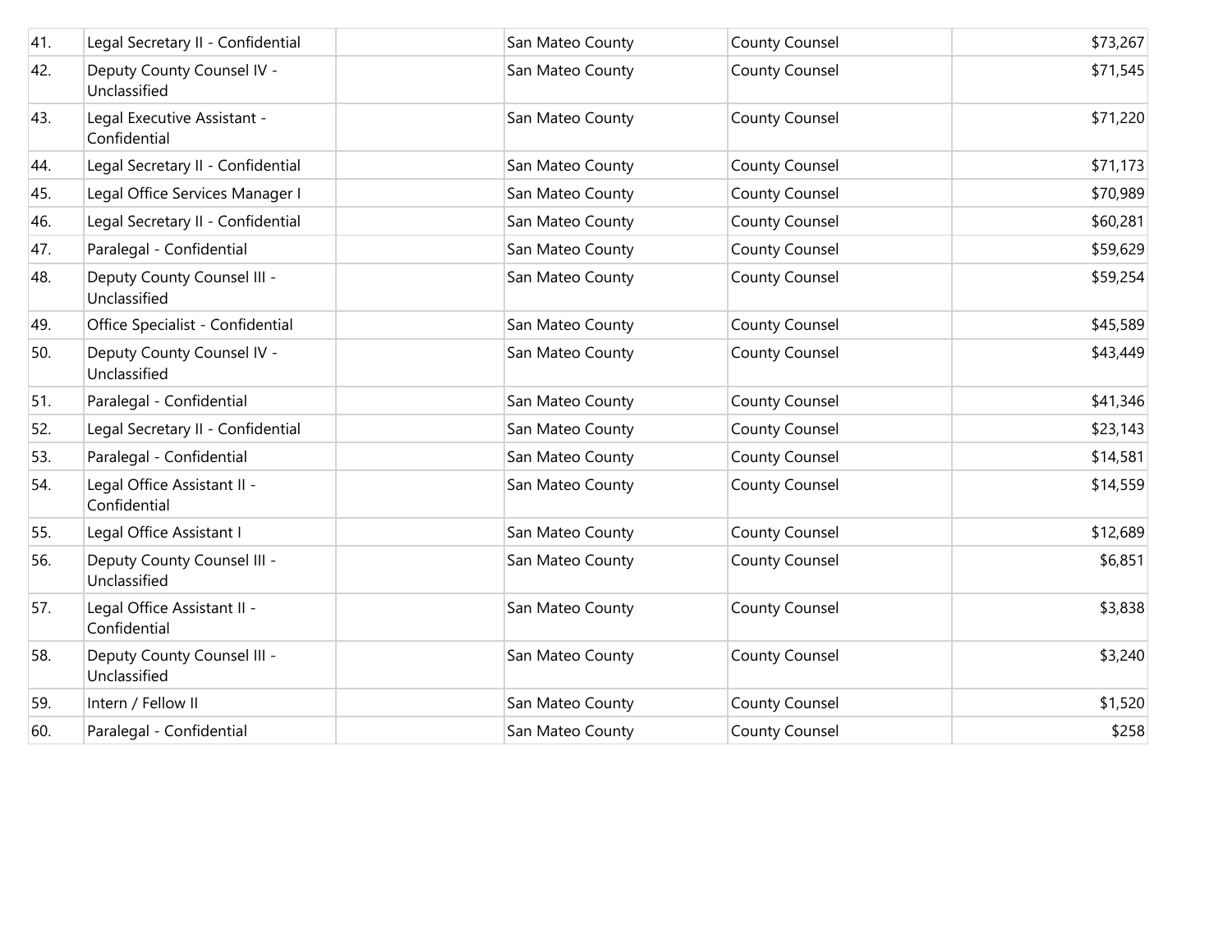| | | | | | |
|---|---|---|---|---|---|
| 41. | Legal Secretary II - Confidential | | San Mateo County | County Counsel | $73,267 |
| 42. | Deputy County Counsel IV - Unclassified | | San Mateo County | County Counsel | $71,545 |
| 43. | Legal Executive Assistant - Confidential | | San Mateo County | County Counsel | $71,220 |
| 44. | Legal Secretary II - Confidential | | San Mateo County | County Counsel | $71,173 |
| 45. | Legal Office Services Manager I | | San Mateo County | County Counsel | $70,989 |
| 46. | Legal Secretary II - Confidential | | San Mateo County | County Counsel | $60,281 |
| 47. | Paralegal - Confidential | | San Mateo County | County Counsel | $59,629 |
| 48. | Deputy County Counsel III - Unclassified | | San Mateo County | County Counsel | $59,254 |
| 49. | Office Specialist - Confidential | | San Mateo County | County Counsel | $45,589 |
| 50. | Deputy County Counsel IV - Unclassified | | San Mateo County | County Counsel | $43,449 |
| 51. | Paralegal - Confidential | | San Mateo County | County Counsel | $41,346 |
| 52. | Legal Secretary II - Confidential | | San Mateo County | County Counsel | $23,143 |
| 53. | Paralegal - Confidential | | San Mateo County | County Counsel | $14,581 |
| 54. | Legal Office Assistant II - Confidential | | San Mateo County | County Counsel | $14,559 |
| 55. | Legal Office Assistant I | | San Mateo County | County Counsel | $12,689 |
| 56. | Deputy County Counsel III - Unclassified | | San Mateo County | County Counsel | $6,851 |
| 57. | Legal Office Assistant II - Confidential | | San Mateo County | County Counsel | $3,838 |
| 58. | Deputy County Counsel III - Unclassified | | San Mateo County | County Counsel | $3,240 |
| 59. | Intern / Fellow II | | San Mateo County | County Counsel | $1,520 |
| 60. | Paralegal - Confidential | | San Mateo County | County Counsel | $258 |